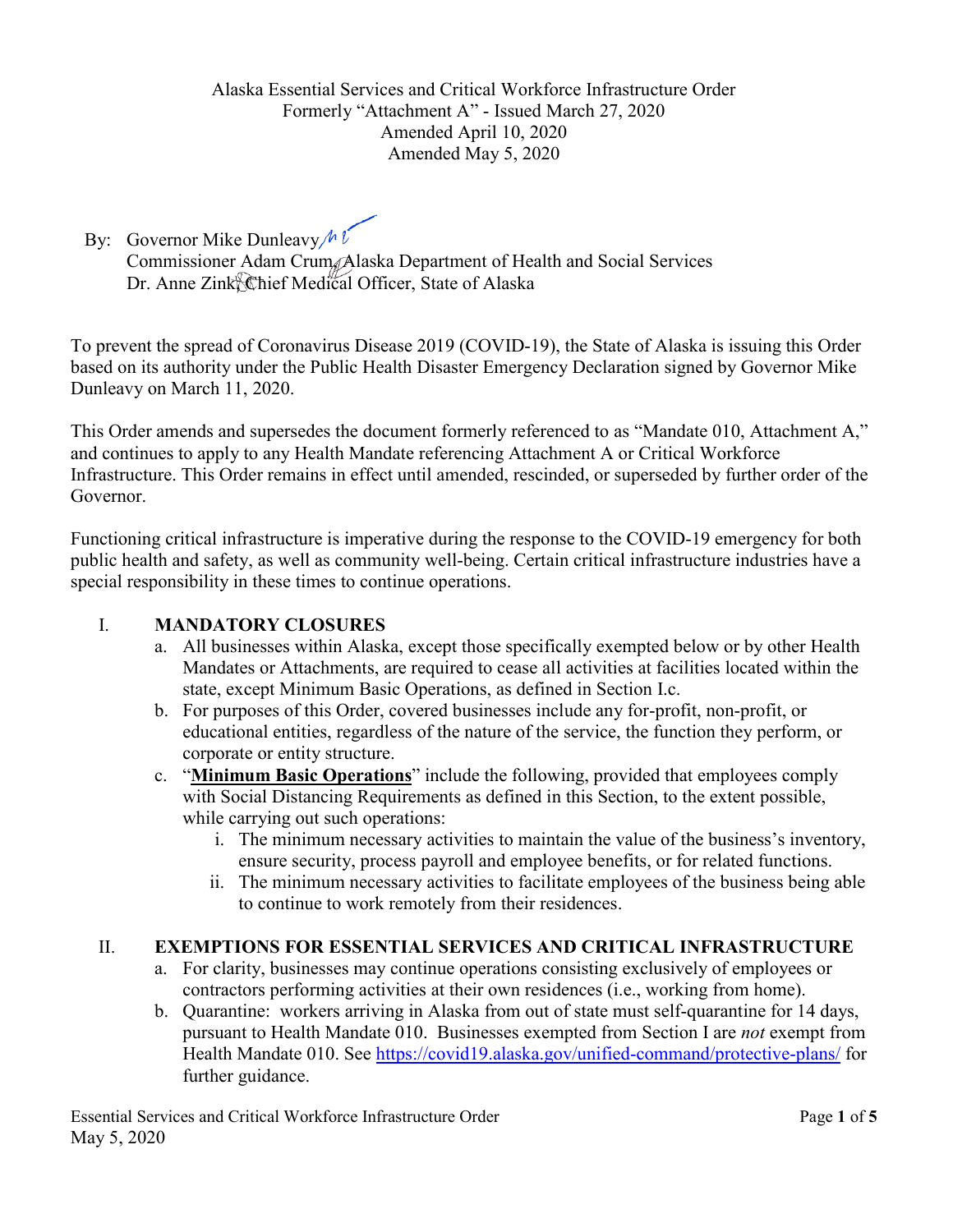Alaska Essential Services and Critical Workforce Infrastructure Order
Formerly "Attachment A" - Issued March 27, 2020
Amended April 10, 2020
Amended May 5, 2020

By: Governor Mike Dunleavy
Commissioner Adam Crum, Alaska Department of Health and Social Services
Dr. Anne Zink, Chief Medical Officer, State of Alaska

To prevent the spread of Coronavirus Disease 2019 (COVID-19), the State of Alaska is issuing this Order based on its authority under the Public Health Disaster Emergency Declaration signed by Governor Mike Dunleavy on March 11, 2020.

This Order amends and supersedes the document formerly referenced to as "Mandate 010, Attachment A," and continues to apply to any Health Mandate referencing Attachment A or Critical Workforce Infrastructure. This Order remains in effect until amended, rescinded, or superseded by further order of the Governor.

Functioning critical infrastructure is imperative during the response to the COVID-19 emergency for both public health and safety, as well as community well-being. Certain critical infrastructure industries have a special responsibility in these times to continue operations.

## I. MANDATORY CLOSURES

a. All businesses within Alaska, except those specifically exempted below or by other Health Mandates or Attachments, are required to cease all activities at facilities located within the state, except Minimum Basic Operations, as defined in Section I.c.

b. For purposes of this Order, covered businesses include any for-profit, non-profit, or educational entities, regardless of the nature of the service, the function they perform, or corporate or entity structure.

c. "**Minimum Basic Operations**" include the following, provided that employees comply with Social Distancing Requirements as defined in this Section, to the extent possible, while carrying out such operations:

   i. The minimum necessary activities to maintain the value of the business's inventory, ensure security, process payroll and employee benefits, or for related functions.

   ii. The minimum necessary activities to facilitate employees of the business being able to continue to work remotely from their residences.

## II. EXEMPTIONS FOR ESSENTIAL SERVICES AND CRITICAL INFRASTRUCTURE

a. For clarity, businesses may continue operations consisting exclusively of employees or contractors performing activities at their own residences (i.e., working from home).

b. Quarantine: workers arriving in Alaska from out of state must self-quarantine for 14 days, pursuant to Health Mandate 010. Businesses exempted from Section I are *not* exempt from Health Mandate 010. See https://covid19.alaska.gov/unified-command/protective-plans/ for further guidance.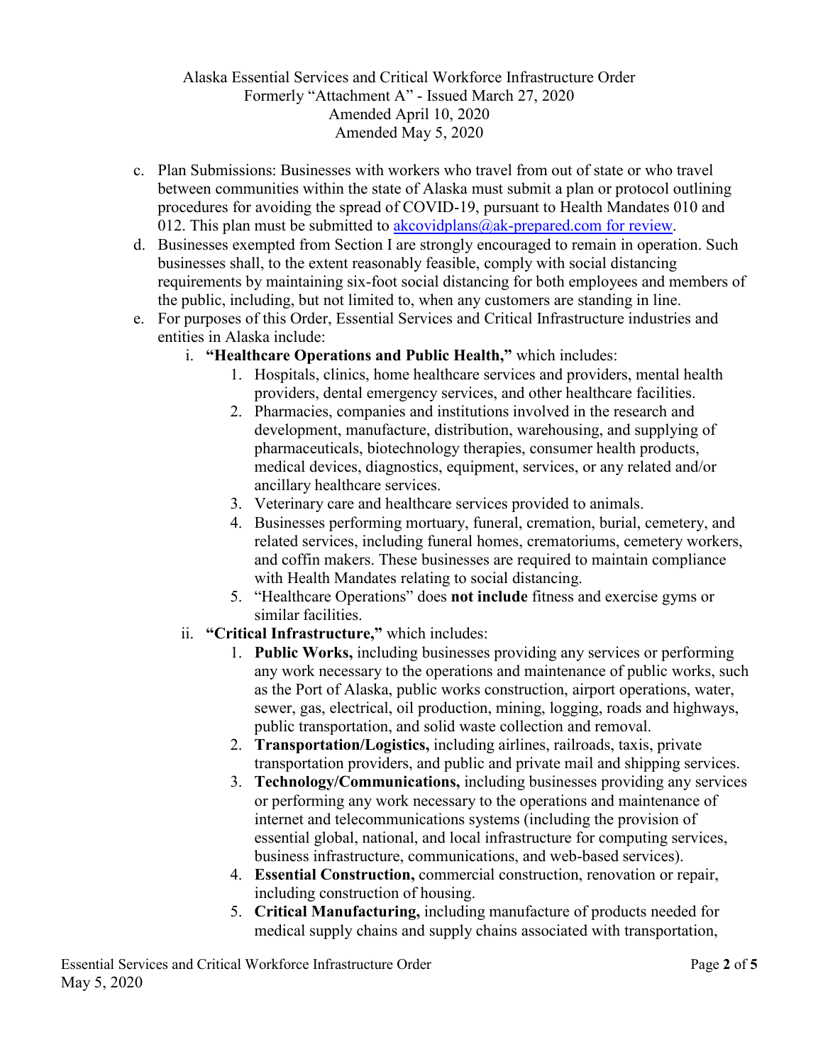Alaska Essential Services and Critical Workforce Infrastructure Order
Formerly "Attachment A" - Issued March 27, 2020
Amended April 10, 2020
Amended May 5, 2020

c. Plan Submissions: Businesses with workers who travel from out of state or who travel between communities within the state of Alaska must submit a plan or protocol outlining procedures for avoiding the spread of COVID-19, pursuant to Health Mandates 010 and 012. This plan must be submitted to akcovidplans@ak-prepared.com for review.

d. Businesses exempted from Section I are strongly encouraged to remain in operation. Such businesses shall, to the extent reasonably feasible, comply with social distancing requirements by maintaining six-foot social distancing for both employees and members of the public, including, but not limited to, when any customers are standing in line.

e. For purposes of this Order, Essential Services and Critical Infrastructure industries and entities in Alaska include:

   i. **"Healthcare Operations and Public Health,"** which includes:

      1. Hospitals, clinics, home healthcare services and providers, mental health providers, dental emergency services, and other healthcare facilities.
      2. Pharmacies, companies and institutions involved in the research and development, manufacture, distribution, warehousing, and supplying of pharmaceuticals, biotechnology therapies, consumer health products, medical devices, diagnostics, equipment, services, or any related and/or ancillary healthcare services.
      3. Veterinary care and healthcare services provided to animals.
      4. Businesses performing mortuary, funeral, cremation, burial, cemetery, and related services, including funeral homes, crematoriums, cemetery workers, and coffin makers. These businesses are required to maintain compliance with Health Mandates relating to social distancing.
      5. "Healthcare Operations" does **not include** fitness and exercise gyms or similar facilities.

   ii. **"Critical Infrastructure,"** which includes:

      1. **Public Works,** including businesses providing any services or performing any work necessary to the operations and maintenance of public works, such as the Port of Alaska, public works construction, airport operations, water, sewer, gas, electrical, oil production, mining, logging, roads and highways, public transportation, and solid waste collection and removal.
      2. **Transportation/Logistics,** including airlines, railroads, taxis, private transportation providers, and public and private mail and shipping services.
      3. **Technology/Communications,** including businesses providing any services or performing any work necessary to the operations and maintenance of internet and telecommunications systems (including the provision of essential global, national, and local infrastructure for computing services, business infrastructure, communications, and web-based services).
      4. **Essential Construction,** commercial construction, renovation or repair, including construction of housing.
      5. **Critical Manufacturing,** including manufacture of products needed for medical supply chains and supply chains associated with transportation,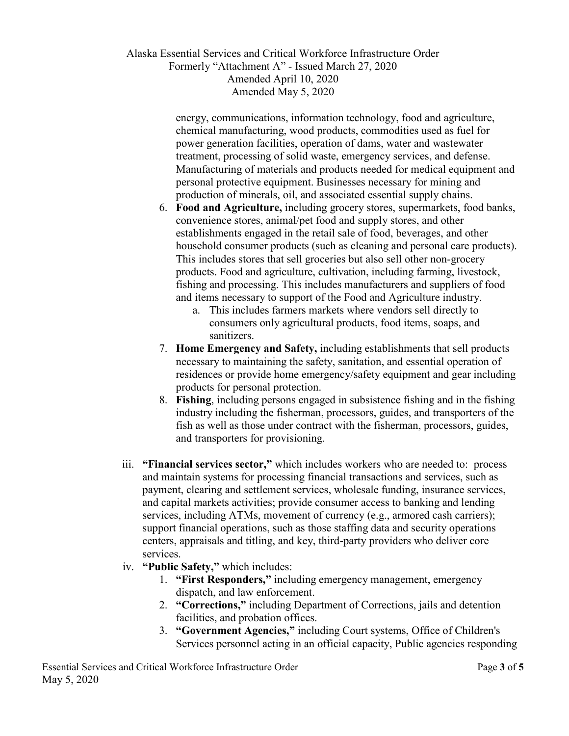energy, communications, information technology, food and agriculture, chemical manufacturing, wood products, commodities used as fuel for power generation facilities, operation of dams, water and wastewater treatment, processing of solid waste, emergency services, and defense. Manufacturing of materials and products needed for medical equipment and personal protective equipment. Businesses necessary for mining and production of minerals, oil, and associated essential supply chains.

6. **Food and Agriculture,** including grocery stores, supermarkets, food banks, convenience stores, animal/pet food and supply stores, and other establishments engaged in the retail sale of food, beverages, and other household consumer products (such as cleaning and personal care products). This includes stores that sell groceries but also sell other non-grocery products. Food and agriculture, cultivation, including farming, livestock, fishing and processing. This includes manufacturers and suppliers of food and items necessary to support of the Food and Agriculture industry.
    a. This includes farmers markets where vendors sell directly to consumers only agricultural products, food items, soaps, and sanitizers.
7. **Home Emergency and Safety,** including establishments that sell products necessary to maintaining the safety, sanitation, and essential operation of residences or provide home emergency/safety equipment and gear including products for personal protection.
8. **Fishing**, including persons engaged in subsistence fishing and in the fishing industry including the fisherman, processors, guides, and transporters of the fish as well as those under contract with the fisherman, processors, guides, and transporters for provisioning.

iii. **"Financial services sector,"** which includes workers who are needed to: process and maintain systems for processing financial transactions and services, such as payment, clearing and settlement services, wholesale funding, insurance services, and capital markets activities; provide consumer access to banking and lending services, including ATMs, movement of currency (e.g., armored cash carriers); support financial operations, such as those staffing data and security operations centers, appraisals and titling, and key, third-party providers who deliver core services.

iv. **"Public Safety,"** which includes:

1. **"First Responders,"** including emergency management, emergency dispatch, and law enforcement.
2. **"Corrections,"** including Department of Corrections, jails and detention facilities, and probation offices.
3. **"Government Agencies,"** including Court systems, Office of Children's Services personnel acting in an official capacity, Public agencies responding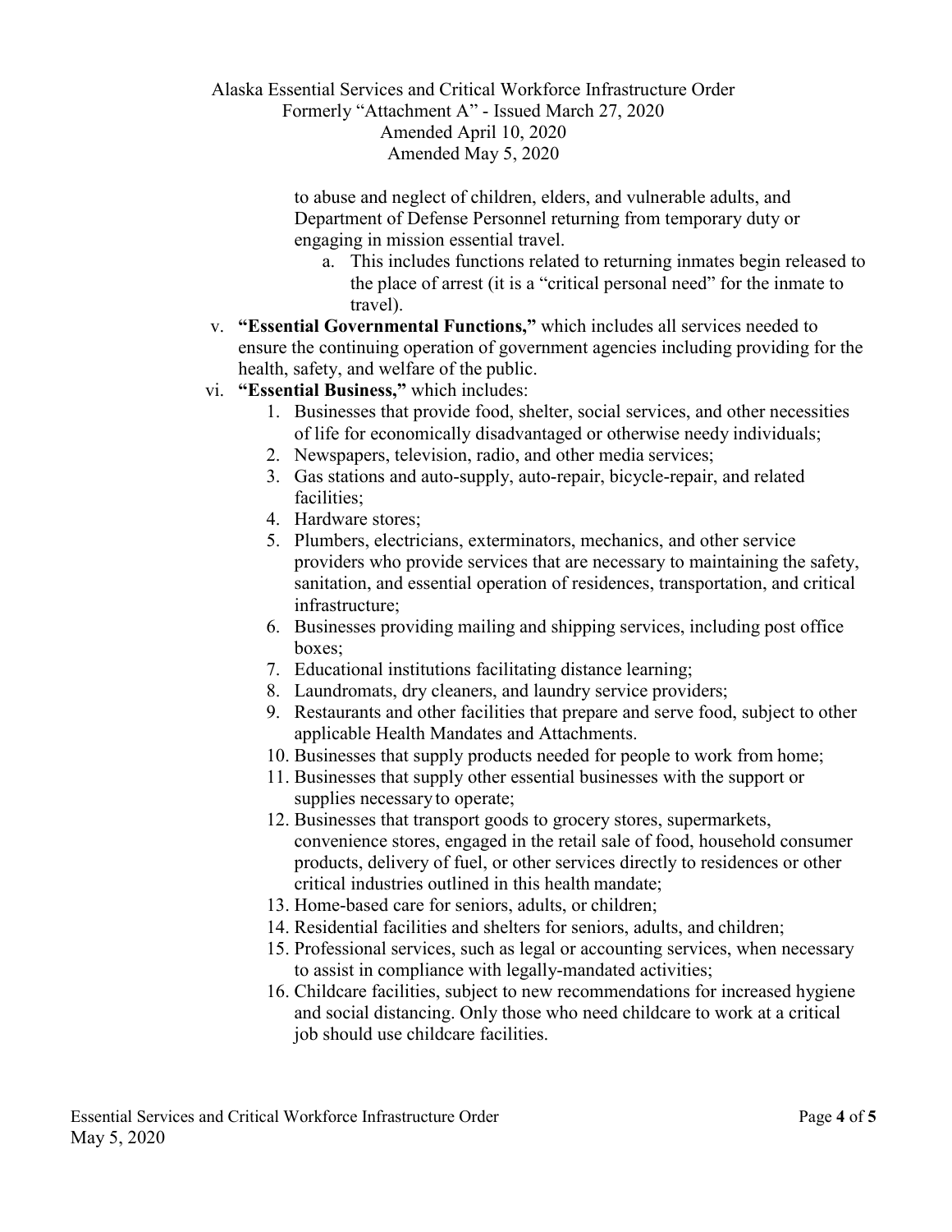to abuse and neglect of children, elders, and vulnerable adults, and Department of Defense Personnel returning from temporary duty or engaging in mission essential travel.

   a. This includes functions related to returning inmates begin released to the place of arrest (it is a "critical personal need" for the inmate to travel).

v. **"Essential Governmental Functions,"** which includes all services needed to ensure the continuing operation of government agencies including providing for the health, safety, and welfare of the public.

vi. **"Essential Business,"** which includes:

   1. Businesses that provide food, shelter, social services, and other necessities of life for economically disadvantaged or otherwise needy individuals;
   2. Newspapers, television, radio, and other media services;
   3. Gas stations and auto-supply, auto-repair, bicycle-repair, and related facilities;
   4. Hardware stores;
   5. Plumbers, electricians, exterminators, mechanics, and other service providers who provide services that are necessary to maintaining the safety, sanitation, and essential operation of residences, transportation, and critical infrastructure;
   6. Businesses providing mailing and shipping services, including post office boxes;
   7. Educational institutions facilitating distance learning;
   8. Laundromats, dry cleaners, and laundry service providers;
   9. Restaurants and other facilities that prepare and serve food, subject to other applicable Health Mandates and Attachments.
   10. Businesses that supply products needed for people to work from home;
   11. Businesses that supply other essential businesses with the support or supplies necessary to operate;
   12. Businesses that transport goods to grocery stores, supermarkets, convenience stores, engaged in the retail sale of food, household consumer products, delivery of fuel, or other services directly to residences or other critical industries outlined in this health mandate;
   13. Home-based care for seniors, adults, or children;
   14. Residential facilities and shelters for seniors, adults, and children;
   15. Professional services, such as legal or accounting services, when necessary to assist in compliance with legally-mandated activities;
   16. Childcare facilities, subject to new recommendations for increased hygiene and social distancing. Only those who need childcare to work at a critical job should use childcare facilities.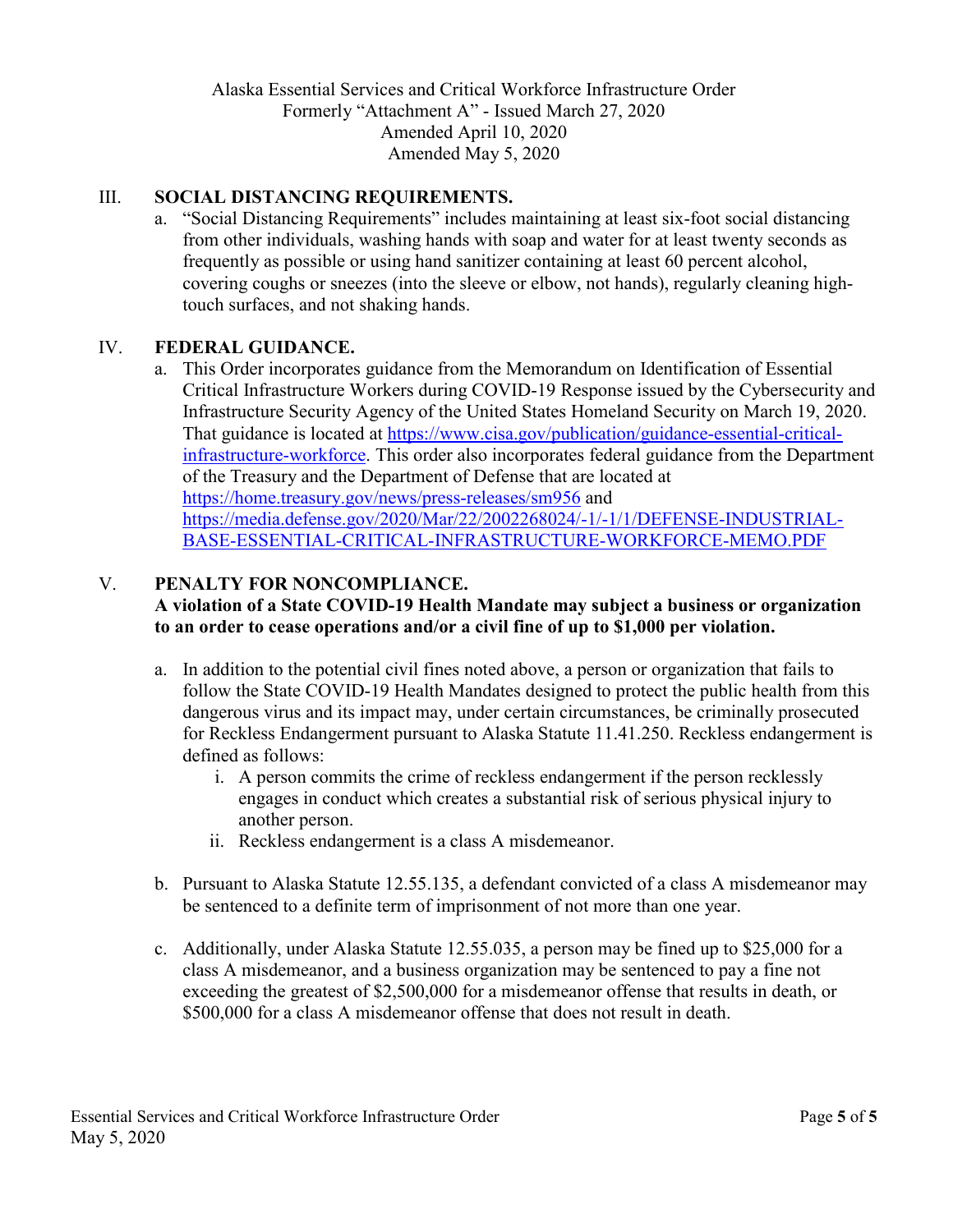Alaska Essential Services and Critical Workforce Infrastructure Order
Formerly "Attachment A" - Issued March 27, 2020
Amended April 10, 2020
Amended May 5, 2020

## III. SOCIAL DISTANCING REQUIREMENTS.

a. "Social Distancing Requirements" includes maintaining at least six-foot social distancing from other individuals, washing hands with soap and water for at least twenty seconds as frequently as possible or using hand sanitizer containing at least 60 percent alcohol, covering coughs or sneezes (into the sleeve or elbow, not hands), regularly cleaning high-touch surfaces, and not shaking hands.

## IV. FEDERAL GUIDANCE.

a. This Order incorporates guidance from the Memorandum on Identification of Essential Critical Infrastructure Workers during COVID-19 Response issued by the Cybersecurity and Infrastructure Security Agency of the United States Homeland Security on March 19, 2020. That guidance is located at https://www.cisa.gov/publication/guidance-essential-critical-infrastructure-workforce. This order also incorporates federal guidance from the Department of the Treasury and the Department of Defense that are located at https://home.treasury.gov/news/press-releases/sm956 and https://media.defense.gov/2020/Mar/22/2002268024/-1/-1/1/DEFENSE-INDUSTRIAL-BASE-ESSENTIAL-CRITICAL-INFRASTRUCTURE-WORKFORCE-MEMO.PDF

## V. PENALTY FOR NONCOMPLIANCE.

**A violation of a State COVID-19 Health Mandate may subject a business or organization to an order to cease operations and/or a civil fine of up to $1,000 per violation.**

a. In addition to the potential civil fines noted above, a person or organization that fails to follow the State COVID-19 Health Mandates designed to protect the public health from this dangerous virus and its impact may, under certain circumstances, be criminally prosecuted for Reckless Endangerment pursuant to Alaska Statute 11.41.250. Reckless endangerment is defined as follows:
   i. A person commits the crime of reckless endangerment if the person recklessly engages in conduct which creates a substantial risk of serious physical injury to another person.
   ii. Reckless endangerment is a class A misdemeanor.

b. Pursuant to Alaska Statute 12.55.135, a defendant convicted of a class A misdemeanor may be sentenced to a definite term of imprisonment of not more than one year.

c. Additionally, under Alaska Statute 12.55.035, a person may be fined up to $25,000 for a class A misdemeanor, and a business organization may be sentenced to pay a fine not exceeding the greatest of $2,500,000 for a misdemeanor offense that results in death, or $500,000 for a class A misdemeanor offense that does not result in death.